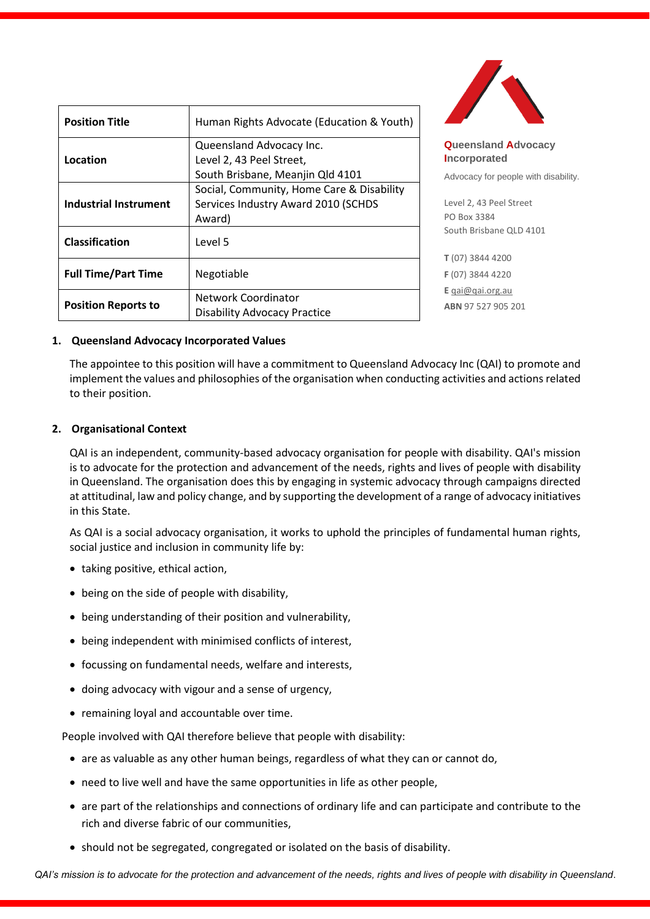| Position Title | Human Rights Advocate (Education & Youth) |
|---|---|
| Location | Queensland Advocacy Inc.<br>Level 2, 43 Peel Street,<br>South Brisbane, Meanjin Qld 4101 |
| Industrial Instrument | Social, Community, Home Care & Disability Services Industry Award 2010 (SCHDS Award) |
| Classification | Level 5 |
| Full Time/Part Time | Negotiable |
| Position Reports to | Network Coordinator<br>Disability Advocacy Practice |

**Queensland Advocacy Incorporated**

Advocacy for people with disability.

Level 2, 43 Peel Street
PO Box 3384
South Brisbane QLD 4101

**T** (07) 3844 4200
**F** (07) 3844 4220
**E** qai@qai.org.au
**ABN** 97 527 905 201

## 1. Queensland Advocacy Incorporated Values

The appointee to this position will have a commitment to Queensland Advocacy Inc (QAI) to promote and implement the values and philosophies of the organisation when conducting activities and actions related to their position.

## 2. Organisational Context

QAI is an independent, community-based advocacy organisation for people with disability. QAI's mission is to advocate for the protection and advancement of the needs, rights and lives of people with disability in Queensland. The organisation does this by engaging in systemic advocacy through campaigns directed at attitudinal, law and policy change, and by supporting the development of a range of advocacy initiatives in this State.

As QAI is a social advocacy organisation, it works to uphold the principles of fundamental human rights, social justice and inclusion in community life by:

- taking positive, ethical action,
- being on the side of people with disability,
- being understanding of their position and vulnerability,
- being independent with minimised conflicts of interest,
- focussing on fundamental needs, welfare and interests,
- doing advocacy with vigour and a sense of urgency,
- remaining loyal and accountable over time.

People involved with QAI therefore believe that people with disability:

- are as valuable as any other human beings, regardless of what they can or cannot do,
- need to live well and have the same opportunities in life as other people,
- are part of the relationships and connections of ordinary life and can participate and contribute to the rich and diverse fabric of our communities,
- should not be segregated, congregated or isolated on the basis of disability.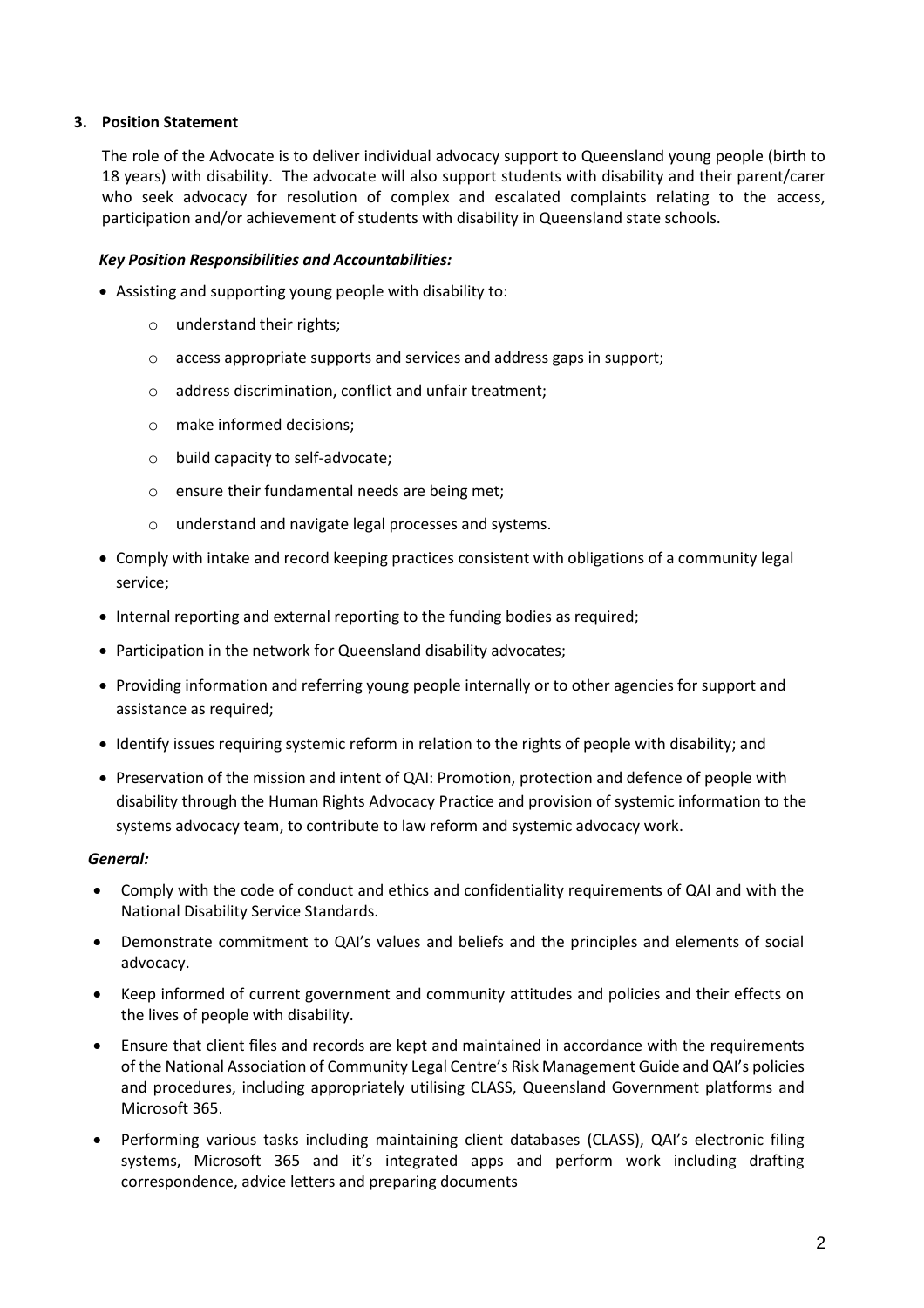## 3. Position Statement

The role of the Advocate is to deliver individual advocacy support to Queensland young people (birth to 18 years) with disability. The advocate will also support students with disability and their parent/carer who seek advocacy for resolution of complex and escalated complaints relating to the access, participation and/or achievement of students with disability in Queensland state schools.

***Key Position Responsibilities and Accountabilities:***

- Assisting and supporting young people with disability to:
  - understand their rights;
  - access appropriate supports and services and address gaps in support;
  - address discrimination, conflict and unfair treatment;
  - make informed decisions;
  - build capacity to self-advocate;
  - ensure their fundamental needs are being met;
  - understand and navigate legal processes and systems.
- Comply with intake and record keeping practices consistent with obligations of a community legal service;
- Internal reporting and external reporting to the funding bodies as required;
- Participation in the network for Queensland disability advocates;
- Providing information and referring young people internally or to other agencies for support and assistance as required;
- Identify issues requiring systemic reform in relation to the rights of people with disability; and
- Preservation of the mission and intent of QAI: Promotion, protection and defence of people with disability through the Human Rights Advocacy Practice and provision of systemic information to the systems advocacy team, to contribute to law reform and systemic advocacy work.

***General:***

- Comply with the code of conduct and ethics and confidentiality requirements of QAI and with the National Disability Service Standards.
- Demonstrate commitment to QAI's values and beliefs and the principles and elements of social advocacy.
- Keep informed of current government and community attitudes and policies and their effects on the lives of people with disability.
- Ensure that client files and records are kept and maintained in accordance with the requirements of the National Association of Community Legal Centre's Risk Management Guide and QAI's policies and procedures, including appropriately utilising CLASS, Queensland Government platforms and Microsoft 365.
- Performing various tasks including maintaining client databases (CLASS), QAI's electronic filing systems, Microsoft 365 and it's integrated apps and perform work including drafting correspondence, advice letters and preparing documents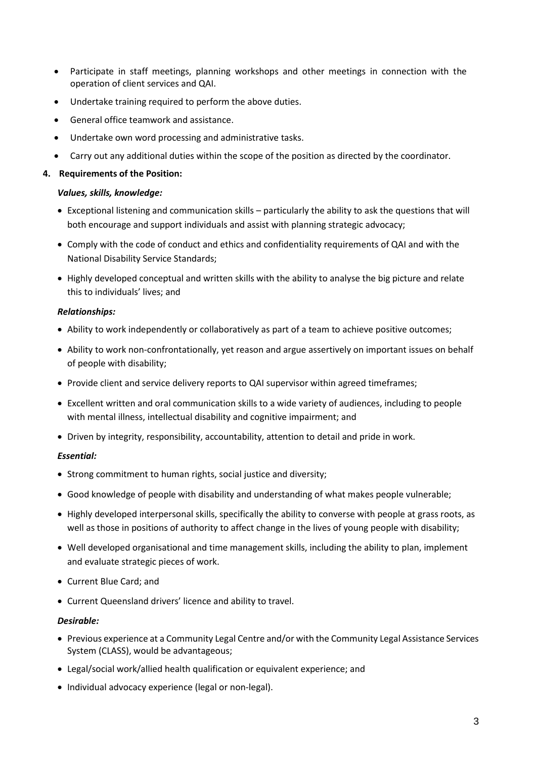- Participate in staff meetings, planning workshops and other meetings in connection with the operation of client services and QAI.
- Undertake training required to perform the above duties.
- General office teamwork and assistance.
- Undertake own word processing and administrative tasks.
- Carry out any additional duties within the scope of the position as directed by the coordinator.

## 4. Requirements of the Position:

### *Values, skills, knowledge:*

- Exceptional listening and communication skills – particularly the ability to ask the questions that will both encourage and support individuals and assist with planning strategic advocacy;
- Comply with the code of conduct and ethics and confidentiality requirements of QAI and with the National Disability Service Standards;
- Highly developed conceptual and written skills with the ability to analyse the big picture and relate this to individuals' lives; and

### *Relationships:*

- Ability to work independently or collaboratively as part of a team to achieve positive outcomes;
- Ability to work non-confrontationally, yet reason and argue assertively on important issues on behalf of people with disability;
- Provide client and service delivery reports to QAI supervisor within agreed timeframes;
- Excellent written and oral communication skills to a wide variety of audiences, including to people with mental illness, intellectual disability and cognitive impairment; and
- Driven by integrity, responsibility, accountability, attention to detail and pride in work.

### *Essential:*

- Strong commitment to human rights, social justice and diversity;
- Good knowledge of people with disability and understanding of what makes people vulnerable;
- Highly developed interpersonal skills, specifically the ability to converse with people at grass roots, as well as those in positions of authority to affect change in the lives of young people with disability;
- Well developed organisational and time management skills, including the ability to plan, implement and evaluate strategic pieces of work.
- Current Blue Card; and
- Current Queensland drivers' licence and ability to travel.

### *Desirable:*

- Previous experience at a Community Legal Centre and/or with the Community Legal Assistance Services System (CLASS), would be advantageous;
- Legal/social work/allied health qualification or equivalent experience; and
- Individual advocacy experience (legal or non-legal).